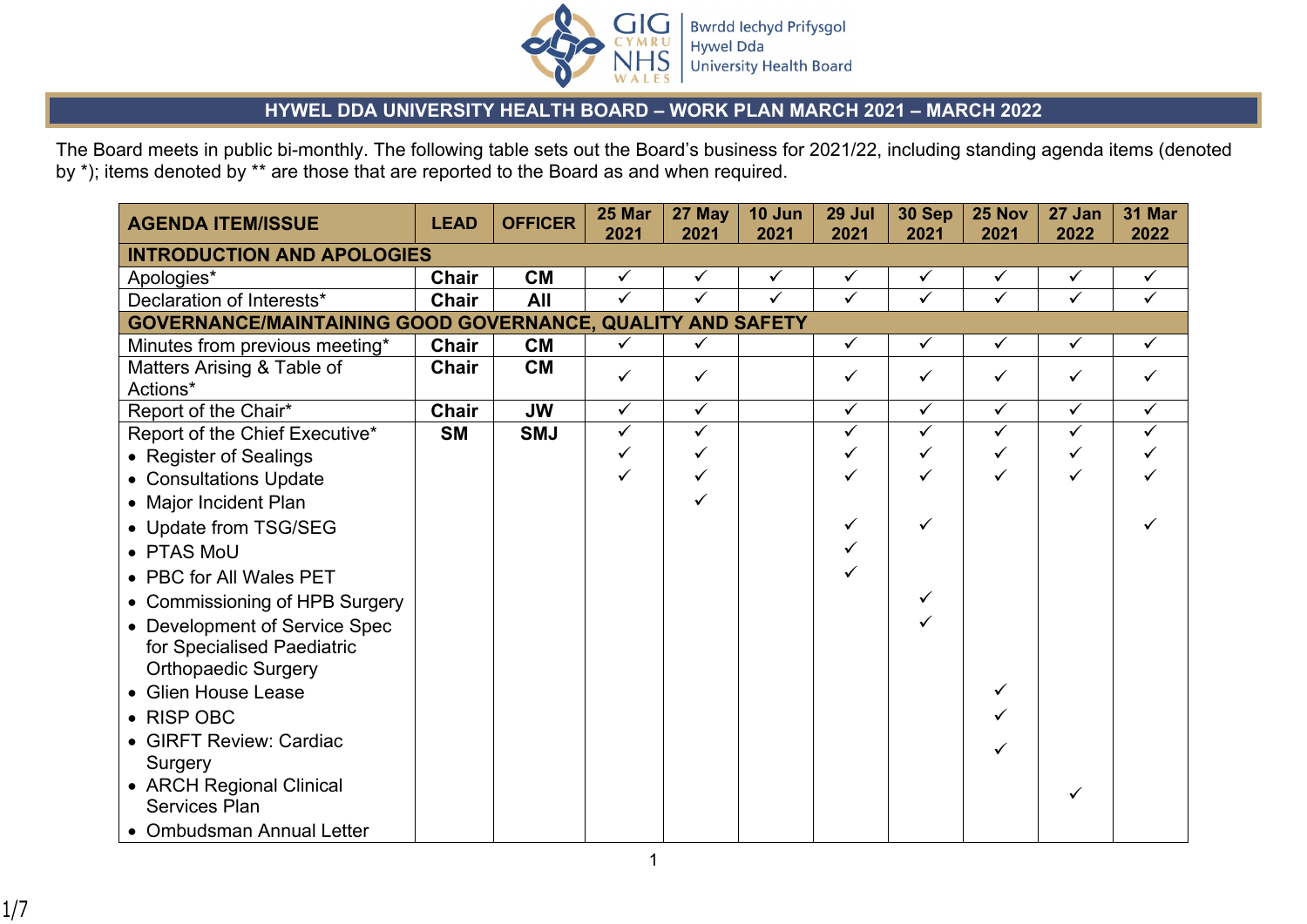# HYWEL DDA UNIVERSITY HEALTH BOARD – WORK PLAN MARCH 2021 – MARCH 2022

The Board meets in public bi-monthly. The following table sets out the Board's business for 2021/22, including standing agenda items (denoted by *); items denoted by ** are those that are reported to the Board as and when required.

| AGENDA ITEM/ISSUE | LEAD | OFFICER | 25 Mar 2021 | 27 May 2021 | 10 Jun 2021 | 29 Jul 2021 | 30 Sep 2021 | 25 Nov 2021 | 27 Jan 2022 | 31 Mar 2022 |
|---|---|---|---|---|---|---|---|---|---|---|
| **INTRODUCTION AND APOLOGIES** | | | | | | | | | | |
| Apologies* | **Chair** | **CM** | ✓ | ✓ | ✓ | ✓ | ✓ | ✓ | ✓ | ✓ |
| Declaration of Interests* | **Chair** | **All** | ✓ | ✓ | ✓ | ✓ | ✓ | ✓ | ✓ | ✓ |
| **GOVERNANCE/MAINTAINING GOOD GOVERNANCE, QUALITY AND SAFETY** | | | | | | | | | | |
| Minutes from previous meeting* | **Chair** | **CM** | ✓ | ✓ | | ✓ | ✓ | ✓ | ✓ | ✓ |
| Matters Arising & Table of Actions* | **Chair** | **CM** | ✓ | ✓ | | ✓ | ✓ | ✓ | ✓ | ✓ |
| Report of the Chair* | **Chair** | **JW** | ✓ | ✓ | | ✓ | ✓ | ✓ | ✓ | ✓ |
| Report of the Chief Executive* | **SM** | **SMJ** | ✓ | ✓ | | ✓ | ✓ | ✓ | ✓ | ✓ |
| • Register of Sealings | | | ✓ | ✓ | | ✓ | ✓ | ✓ | ✓ | ✓ |
| • Consultations Update | | | ✓ | ✓ | | ✓ | ✓ | ✓ | ✓ | ✓ |
| • Major Incident Plan | | | | ✓ | | | | | | |
| • Update from TSG/SEG | | | | | | ✓ | ✓ | | | ✓ |
| • PTAS MoU | | | | | | ✓ | | | | |
| • PBC for All Wales PET | | | | | | ✓ | | | | |
| • Commissioning of HPB Surgery | | | | | | | ✓ | | | |
| • Development of Service Spec for Specialised Paediatric Orthopaedic Surgery | | | | | | | ✓ | | | |
| • Glien House Lease | | | | | | | | ✓ | | |
| • RISP OBC | | | | | | | | ✓ | | |
| • GIRFT Review: Cardiac Surgery | | | | | | | | ✓ | | |
| • ARCH Regional Clinical Services Plan | | | | | | | | | ✓ | |
| • Ombudsman Annual Letter | | | | | | | | | | |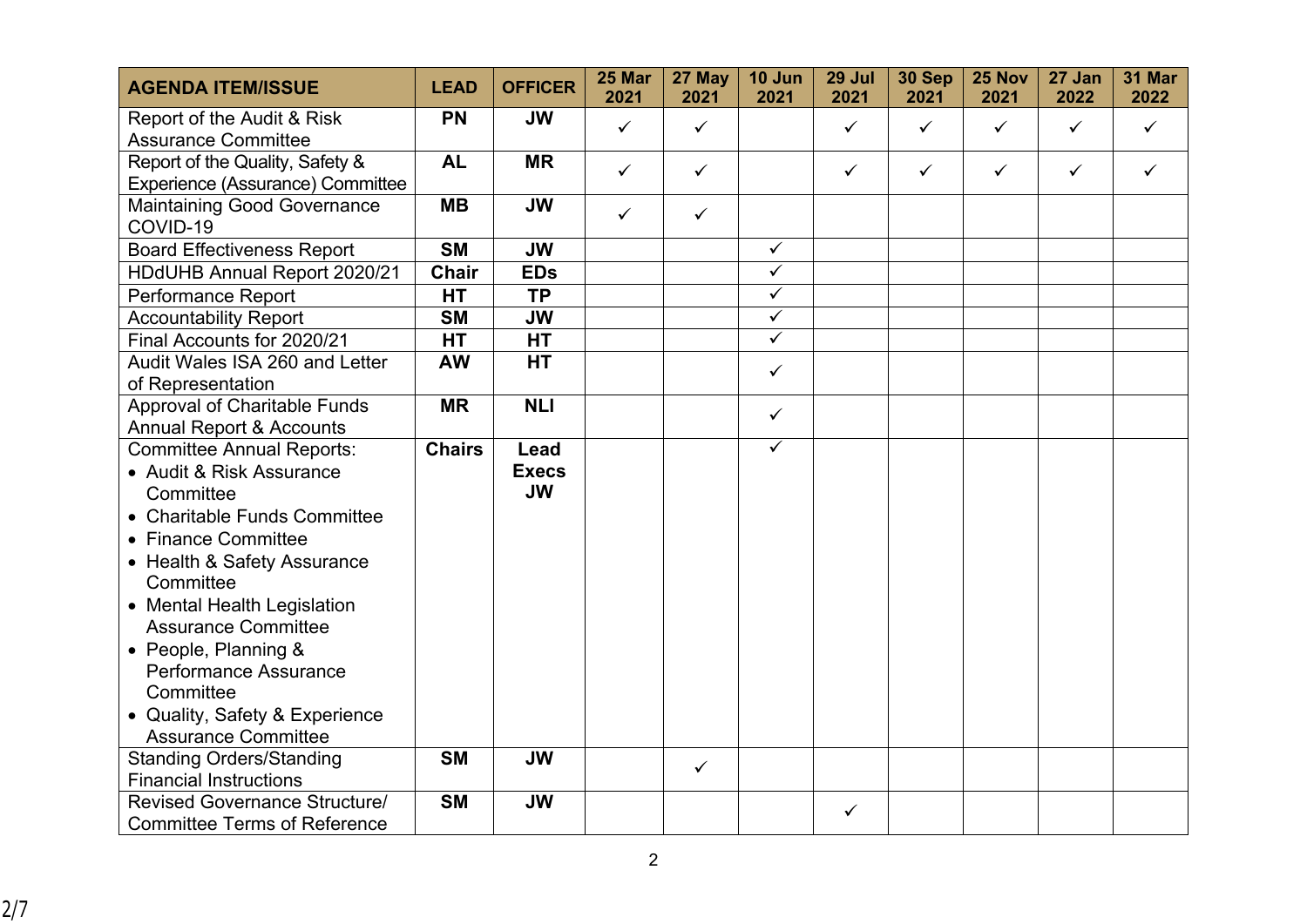| AGENDA ITEM/ISSUE | LEAD | OFFICER | 25 Mar 2021 | 27 May 2021 | 10 Jun 2021 | 29 Jul 2021 | 30 Sep 2021 | 25 Nov 2021 | 27 Jan 2022 | 31 Mar 2022 |
|---|---|---|---|---|---|---|---|---|---|---|
| Report of the Audit & Risk Assurance Committee | PN | JW | ✓ | ✓ | | ✓ | ✓ | ✓ | ✓ | ✓ |
| Report of the Quality, Safety & Experience (Assurance) Committee | AL | MR | ✓ | ✓ | | ✓ | ✓ | ✓ | ✓ | ✓ |
| Maintaining Good Governance COVID-19 | MB | JW | ✓ | ✓ | | | | | | |
| Board Effectiveness Report | SM | JW | | | ✓ | | | | | |
| HDdUHB Annual Report 2020/21 | Chair | EDs | | | ✓ | | | | | |
| Performance Report | HT | TP | | | ✓ | | | | | |
| Accountability Report | SM | JW | | | ✓ | | | | | |
| Final Accounts for 2020/21 | HT | HT | | | ✓ | | | | | |
| Audit Wales ISA 260 and Letter of Representation | AW | HT | | | ✓ | | | | | |
| Approval of Charitable Funds Annual Report & Accounts | MR | NLI | | | ✓ | | | | | |
| Committee Annual Reports:<br>• Audit & Risk Assurance Committee<br>• Charitable Funds Committee<br>• Finance Committee<br>• Health & Safety Assurance Committee<br>• Mental Health Legislation Assurance Committee<br>• People, Planning & Performance Assurance Committee<br>• Quality, Safety & Experience Assurance Committee | Chairs | Lead Execs JW | | | ✓ | | | | | |
| Standing Orders/Standing Financial Instructions | SM | JW | | ✓ | | | | | | |
| Revised Governance Structure/ Committee Terms of Reference | SM | JW | | | | ✓ | | | | |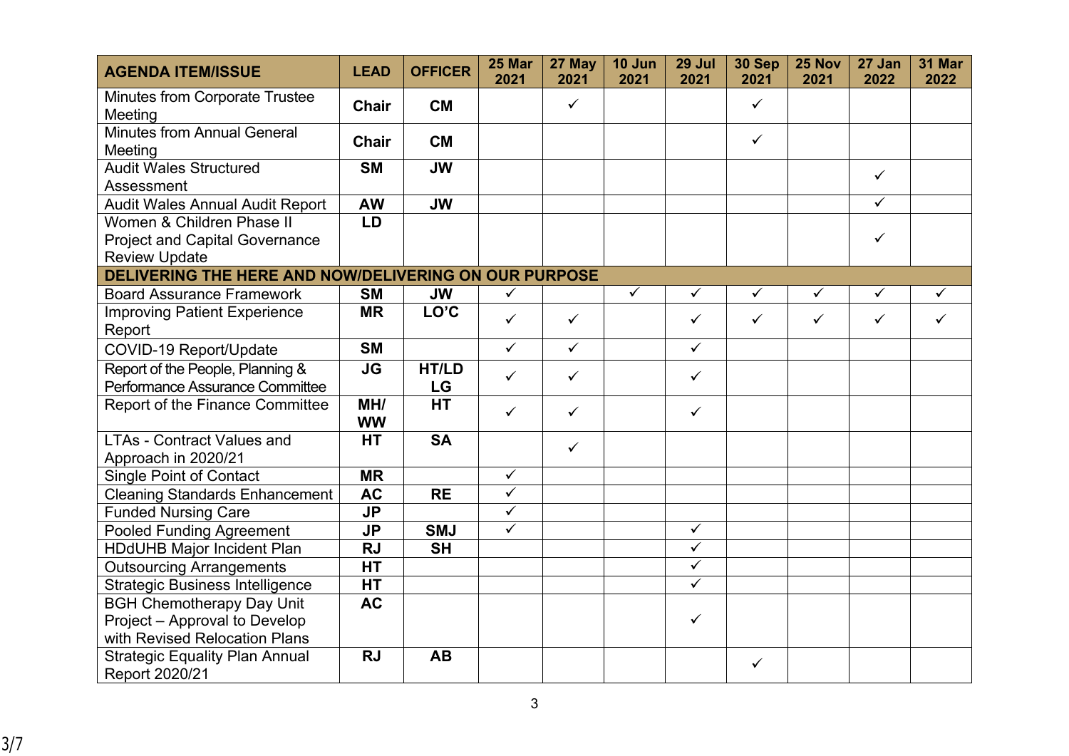| AGENDA ITEM/ISSUE | LEAD | OFFICER | 25 Mar 2021 | 27 May 2021 | 10 Jun 2021 | 29 Jul 2021 | 30 Sep 2021 | 25 Nov 2021 | 27 Jan 2022 | 31 Mar 2022 |
|---|---|---|---|---|---|---|---|---|---|---|
| Minutes from Corporate Trustee Meeting | Chair | CM | | ✓ | | | ✓ | | | |
| Minutes from Annual General Meeting | Chair | CM | | | | | ✓ | | | |
| Audit Wales Structured Assessment | SM | JW | | | | | | | ✓ | |
| Audit Wales Annual Audit Report | AW | JW | | | | | | | ✓ | |
| Women & Children Phase II Project and Capital Governance Review Update | LD | | | | | | | | ✓ | |
| **DELIVERING THE HERE AND NOW/DELIVERING ON OUR PURPOSE** | | | | | | | | | | |
| Board Assurance Framework | SM | JW | ✓ | | ✓ | ✓ | ✓ | ✓ | ✓ | ✓ |
| Improving Patient Experience Report | MR | LO'C | ✓ | ✓ | | ✓ | ✓ | ✓ | ✓ | ✓ |
| COVID-19 Report/Update | SM | | ✓ | ✓ | | ✓ | | | | |
| Report of the People, Planning & Performance Assurance Committee | JG | HT/LD LG | ✓ | ✓ | | ✓ | | | | |
| Report of the Finance Committee | MH/ WW | HT | ✓ | ✓ | | ✓ | | | | |
| LTAs - Contract Values and Approach in 2020/21 | HT | SA | | ✓ | | | | | | |
| Single Point of Contact | MR | | ✓ | | | | | | | |
| Cleaning Standards Enhancement | AC | RE | ✓ | | | | | | | |
| Funded Nursing Care | JP | | ✓ | | | | | | | |
| Pooled Funding Agreement | JP | SMJ | ✓ | | | ✓ | | | | |
| HDdUHB Major Incident Plan | RJ | SH | | | | ✓ | | | | |
| Outsourcing Arrangements | HT | | | | | ✓ | | | | |
| Strategic Business Intelligence | HT | | | | | ✓ | | | | |
| BGH Chemotherapy Day Unit Project – Approval to Develop with Revised Relocation Plans | AC | | | | | ✓ | | | | |
| Strategic Equality Plan Annual Report 2020/21 | RJ | AB | | | | | ✓ | | | |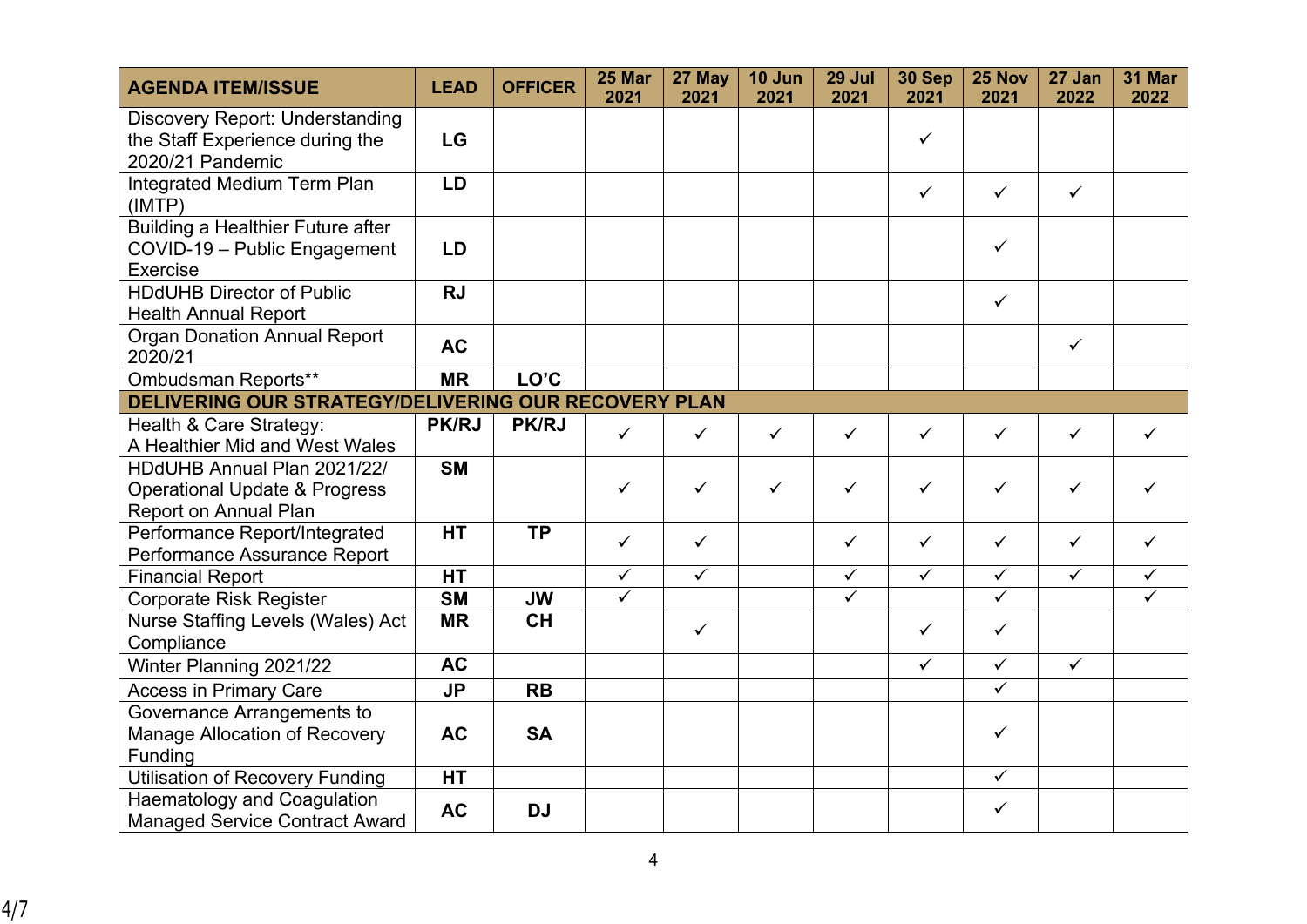| AGENDA ITEM/ISSUE | LEAD | OFFICER | 25 Mar 2021 | 27 May 2021 | 10 Jun 2021 | 29 Jul 2021 | 30 Sep 2021 | 25 Nov 2021 | 27 Jan 2022 | 31 Mar 2022 |
|---|---|---|---|---|---|---|---|---|---|---|
| Discovery Report: Understanding the Staff Experience during the 2020/21 Pandemic | LG | | | | | | ✓ | | | |
| Integrated Medium Term Plan (IMTP) | LD | | | | | | ✓ | ✓ | ✓ | |
| Building a Healthier Future after COVID-19 – Public Engagement Exercise | LD | | | | | | | ✓ | | |
| HDdUHB Director of Public Health Annual Report | RJ | | | | | | | ✓ | | |
| Organ Donation Annual Report 2020/21 | AC | | | | | | | | ✓ | |
| Ombudsman Reports** | MR | LO'C | | | | | | | | |
| **DELIVERING OUR STRATEGY/DELIVERING OUR RECOVERY PLAN** | | | | | | | | | | |
| Health & Care Strategy: A Healthier Mid and West Wales | PK/RJ | PK/RJ | ✓ | ✓ | ✓ | ✓ | ✓ | ✓ | ✓ | ✓ |
| HDdUHB Annual Plan 2021/22/ Operational Update & Progress Report on Annual Plan | SM | | ✓ | ✓ | ✓ | ✓ | ✓ | ✓ | ✓ | ✓ |
| Performance Report/Integrated Performance Assurance Report | HT | TP | ✓ | ✓ | | ✓ | ✓ | ✓ | ✓ | ✓ |
| Financial Report | HT | | ✓ | ✓ | | ✓ | ✓ | ✓ | ✓ | ✓ |
| Corporate Risk Register | SM | JW | ✓ | | | ✓ | | ✓ | | ✓ |
| Nurse Staffing Levels (Wales) Act Compliance | MR | CH | | ✓ | | | ✓ | ✓ | | |
| Winter Planning 2021/22 | AC | | | | | | ✓ | ✓ | ✓ | |
| Access in Primary Care | JP | RB | | | | | | ✓ | | |
| Governance Arrangements to Manage Allocation of Recovery Funding | AC | SA | | | | | | ✓ | | |
| Utilisation of Recovery Funding | HT | | | | | | | ✓ | | |
| Haematology and Coagulation Managed Service Contract Award | AC | DJ | | | | | | ✓ | | |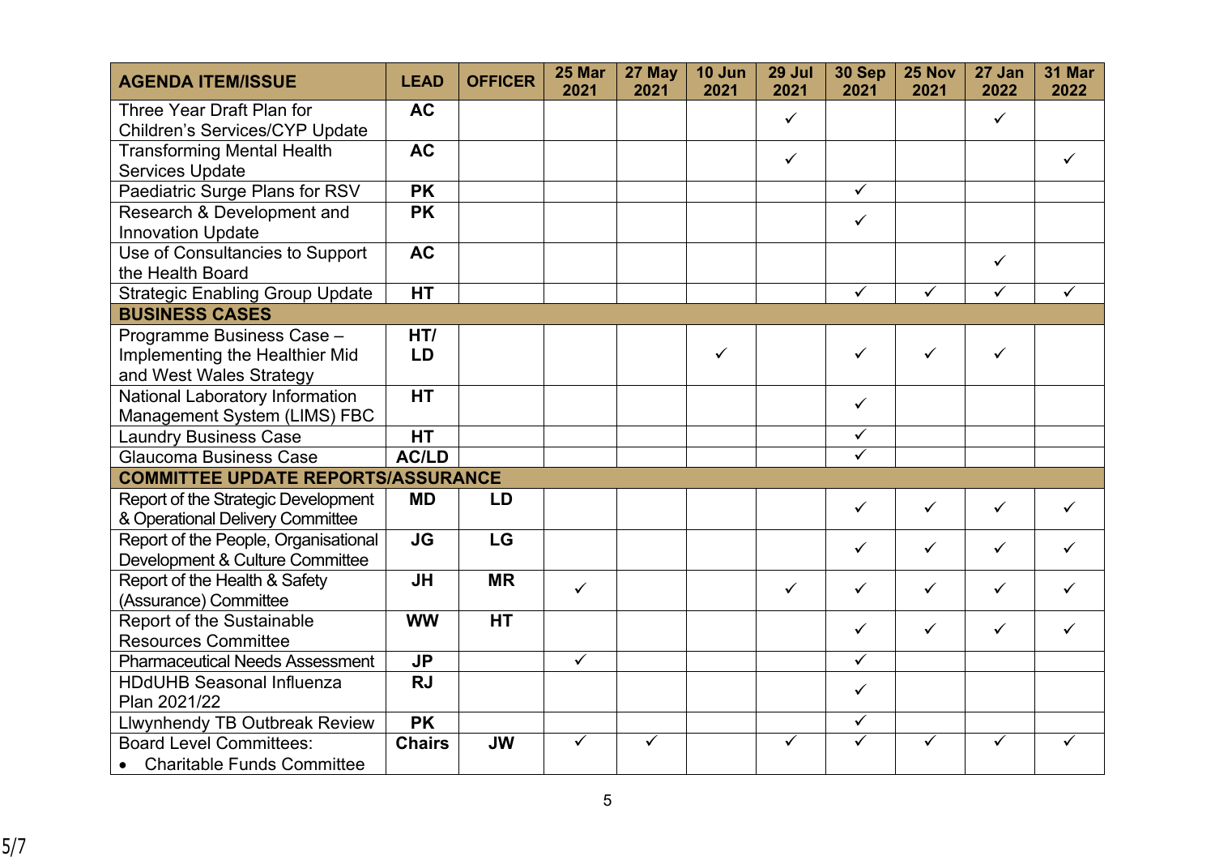| AGENDA ITEM/ISSUE | LEAD | OFFICER | 25 Mar 2021 | 27 May 2021 | 10 Jun 2021 | 29 Jul 2021 | 30 Sep 2021 | 25 Nov 2021 | 27 Jan 2022 | 31 Mar 2022 |
|---|---|---|---|---|---|---|---|---|---|---|
| Three Year Draft Plan for Children's Services/CYP Update | AC | | | | | ✓ | | | ✓ | |
| Transforming Mental Health Services Update | AC | | | | | ✓ | | | | ✓ |
| Paediatric Surge Plans for RSV | PK | | | | | | ✓ | | | |
| Research & Development and Innovation Update | PK | | | | | | ✓ | | | |
| Use of Consultancies to Support the Health Board | AC | | | | | | | | ✓ | |
| Strategic Enabling Group Update | HT | | | | | | ✓ | ✓ | ✓ | ✓ |
| **BUSINESS CASES** | | | | | | | | | | |
| Programme Business Case – Implementing the Healthier Mid and West Wales Strategy | HT/ LD | | | | ✓ | | ✓ | ✓ | ✓ | |
| National Laboratory Information Management System (LIMS) FBC | HT | | | | | | ✓ | | | |
| Laundry Business Case | HT | | | | | | ✓ | | | |
| Glaucoma Business Case | AC/LD | | | | | | ✓ | | | |
| **COMMITTEE UPDATE REPORTS/ASSURANCE** | | | | | | | | | | |
| Report of the Strategic Development & Operational Delivery Committee | MD | LD | | | | | ✓ | ✓ | ✓ | ✓ |
| Report of the People, Organisational Development & Culture Committee | JG | LG | | | | | ✓ | ✓ | ✓ | ✓ |
| Report of the Health & Safety (Assurance) Committee | JH | MR | ✓ | | | ✓ | ✓ | ✓ | ✓ | ✓ |
| Report of the Sustainable Resources Committee | WW | HT | | | | | ✓ | ✓ | ✓ | ✓ |
| Pharmaceutical Needs Assessment | JP | | ✓ | | | | ✓ | | | |
| HDdUHB Seasonal Influenza Plan 2021/22 | RJ | | | | | | ✓ | | | |
| Llwynhendy TB Outbreak Review | PK | | | | | | ✓ | | | |
| Board Level Committees: <br>• Charitable Funds Committee | Chairs | JW | ✓ | ✓ | | ✓ | ✓ | ✓ | ✓ | ✓ |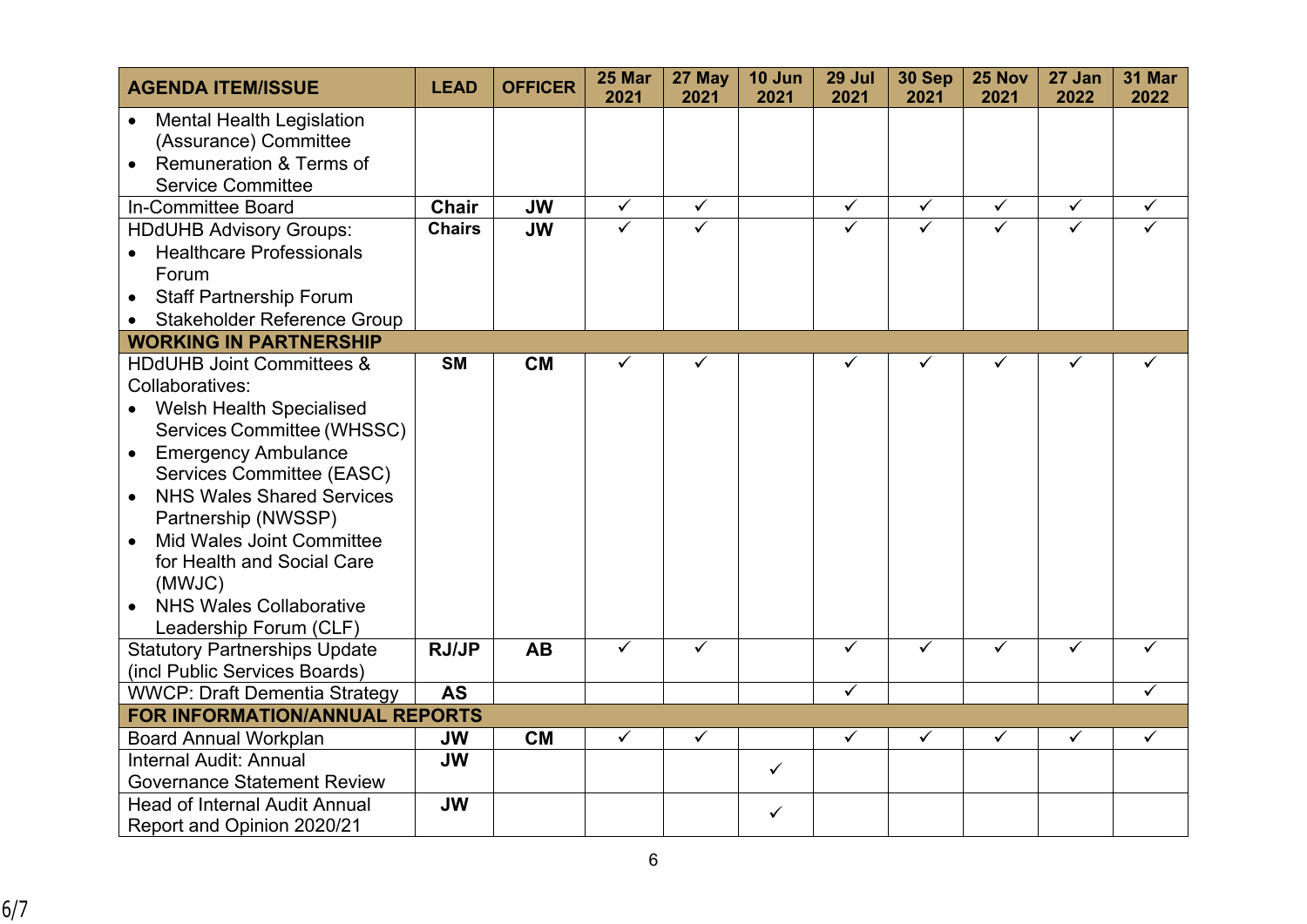| AGENDA ITEM/ISSUE | LEAD | OFFICER | 25 Mar 2021 | 27 May 2021 | 10 Jun 2021 | 29 Jul 2021 | 30 Sep 2021 | 25 Nov 2021 | 27 Jan 2022 | 31 Mar 2022 |
|---|---|---|---|---|---|---|---|---|---|---|
| • Mental Health Legislation (Assurance) Committee<br>• Remuneration & Terms of Service Committee | | | | | | | | | | |
| In-Committee Board | **Chair** | **JW** | ✓ | ✓ | | ✓ | ✓ | ✓ | ✓ | ✓ |
| HDdUHB Advisory Groups:<br>• Healthcare Professionals Forum<br>• Staff Partnership Forum<br>• Stakeholder Reference Group | **Chairs** | **JW** | ✓ | ✓ | | ✓ | ✓ | ✓ | ✓ | ✓ |
| **WORKING IN PARTNERSHIP** | | | | | | | | | | |
| HDdUHB Joint Committees & Collaboratives:<br>• Welsh Health Specialised Services Committee (WHSSC)<br>• Emergency Ambulance Services Committee (EASC)<br>• NHS Wales Shared Services Partnership (NWSSP)<br>• Mid Wales Joint Committee for Health and Social Care (MWJC)<br>• NHS Wales Collaborative Leadership Forum (CLF) | **SM** | **CM** | ✓ | ✓ | | ✓ | ✓ | ✓ | ✓ | ✓ |
| Statutory Partnerships Update (incl Public Services Boards) | **RJ/JP** | **AB** | ✓ | ✓ | | ✓ | ✓ | ✓ | ✓ | ✓ |
| WWCP: Draft Dementia Strategy | **AS** | | | | | ✓ | | | | ✓ |
| **FOR INFORMATION/ANNUAL REPORTS** | | | | | | | | | | |
| Board Annual Workplan | **JW** | **CM** | ✓ | ✓ | | ✓ | ✓ | ✓ | ✓ | ✓ |
| Internal Audit: Annual Governance Statement Review | **JW** | | | | ✓ | | | | | |
| Head of Internal Audit Annual Report and Opinion 2020/21 | **JW** | | | | ✓ | | | | | |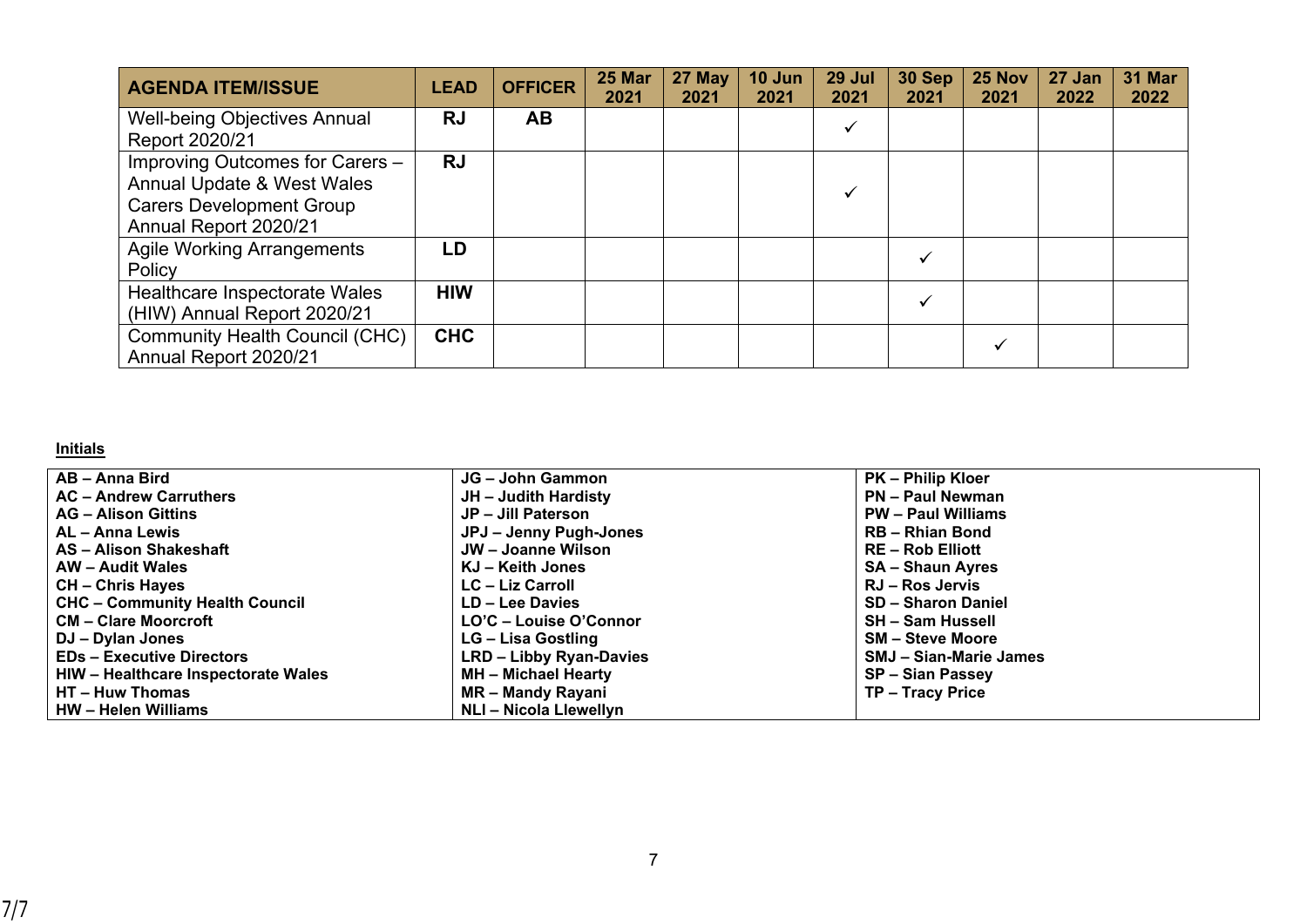| AGENDA ITEM/ISSUE | LEAD | OFFICER | 25 Mar 2021 | 27 May 2021 | 10 Jun 2021 | 29 Jul 2021 | 30 Sep 2021 | 25 Nov 2021 | 27 Jan 2022 | 31 Mar 2022 |
|---|---|---|---|---|---|---|---|---|---|---|
| Well-being Objectives Annual Report 2020/21 | **RJ** | **AB** | | | | ✓ | | | | |
| Improving Outcomes for Carers – Annual Update & West Wales Carers Development Group Annual Report 2020/21 | **RJ** | | | | | ✓ | | | | |
| Agile Working Arrangements Policy | **LD** | | | | | | ✓ | | | |
| Healthcare Inspectorate Wales (HIW) Annual Report 2020/21 | **HIW** | | | | | | ✓ | | | |
| Community Health Council (CHC) Annual Report 2020/21 | **CHC** | | | | | | | ✓ | | |

**Initials**

| | | |
|---|---|---|
| **AB – Anna Bird** | **JG – John Gammon** | **PK – Philip Kloer** |
| **AC – Andrew Carruthers** | **JH – Judith Hardisty** | **PN – Paul Newman** |
| **AG – Alison Gittins** | **JP – Jill Paterson** | **PW – Paul Williams** |
| **AL – Anna Lewis** | **JPJ – Jenny Pugh-Jones** | **RB – Rhian Bond** |
| **AS – Alison Shakeshaft** | **JW – Joanne Wilson** | **RE – Rob Elliott** |
| **AW – Audit Wales** | **KJ – Keith Jones** | **SA – Shaun Ayres** |
| **CH – Chris Hayes** | **LC – Liz Carroll** | **RJ – Ros Jervis** |
| **CHC – Community Health Council** | **LD – Lee Davies** | **SD – Sharon Daniel** |
| **CM – Clare Moorcroft** | **LO'C – Louise O'Connor** | **SH – Sam Hussell** |
| **DJ – Dylan Jones** | **LG – Lisa Gostling** | **SM – Steve Moore** |
| **EDs – Executive Directors** | **LRD – Libby Ryan-Davies** | **SMJ – Sian-Marie James** |
| **HIW – Healthcare Inspectorate Wales** | **MH – Michael Hearty** | **SP – Sian Passey** |
| **HT – Huw Thomas** | **MR – Mandy Rayani** | **TP – Tracy Price** |
| **HW – Helen Williams** | **NLl – Nicola Llewellyn** | |